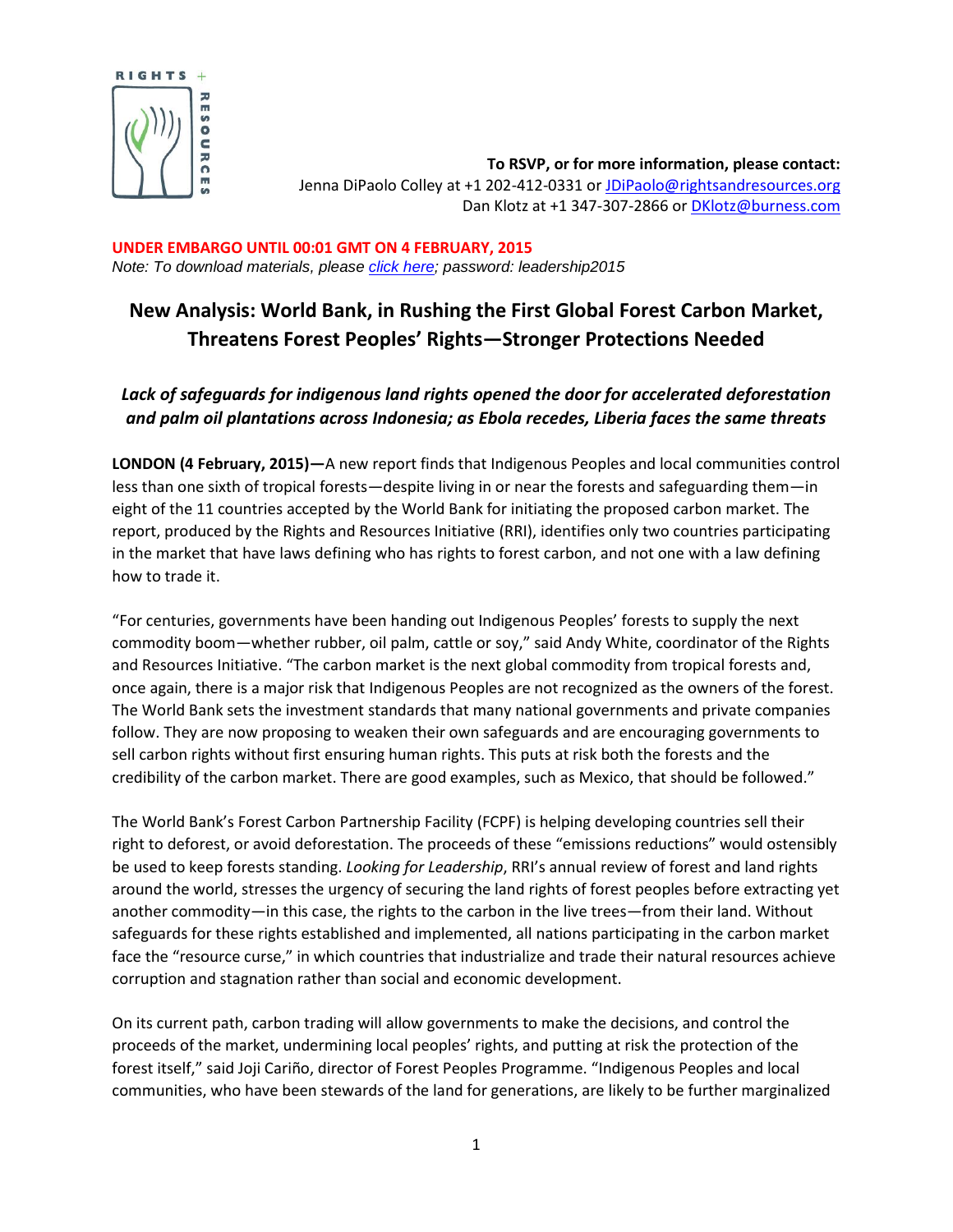**To RSVP, or for more information, please contact:**
Jenna DiPaolo Colley at +1 202-412-0331 or JDiPaolo@rightsandresources.org
Dan Klotz at +1 347-307-2866 or DKlotz@burness.com

**UNDER EMBARGO UNTIL 00:01 GMT ON 4 FEBRUARY, 2015**
*Note: To download materials, please click here; password: leadership2015*

# New Analysis: World Bank, in Rushing the First Global Forest Carbon Market, Threatens Forest Peoples' Rights—Stronger Protections Needed

### *Lack of safeguards for indigenous land rights opened the door for accelerated deforestation and palm oil plantations across Indonesia; as Ebola recedes, Liberia faces the same threats*

**LONDON (4 February, 2015)—**A new report finds that Indigenous Peoples and local communities control less than one sixth of tropical forests—despite living in or near the forests and safeguarding them—in eight of the 11 countries accepted by the World Bank for initiating the proposed carbon market. The report, produced by the Rights and Resources Initiative (RRI), identifies only two countries participating in the market that have laws defining who has rights to forest carbon, and not one with a law defining how to trade it.

"For centuries, governments have been handing out Indigenous Peoples' forests to supply the next commodity boom—whether rubber, oil palm, cattle or soy," said Andy White, coordinator of the Rights and Resources Initiative. "The carbon market is the next global commodity from tropical forests and, once again, there is a major risk that Indigenous Peoples are not recognized as the owners of the forest. The World Bank sets the investment standards that many national governments and private companies follow. They are now proposing to weaken their own safeguards and are encouraging governments to sell carbon rights without first ensuring human rights. This puts at risk both the forests and the credibility of the carbon market. There are good examples, such as Mexico, that should be followed."

The World Bank's Forest Carbon Partnership Facility (FCPF) is helping developing countries sell their right to deforest, or avoid deforestation. The proceeds of these "emissions reductions" would ostensibly be used to keep forests standing. *Looking for Leadership*, RRI's annual review of forest and land rights around the world, stresses the urgency of securing the land rights of forest peoples before extracting yet another commodity—in this case, the rights to the carbon in the live trees—from their land. Without safeguards for these rights established and implemented, all nations participating in the carbon market face the "resource curse," in which countries that industrialize and trade their natural resources achieve corruption and stagnation rather than social and economic development.

On its current path, carbon trading will allow governments to make the decisions, and control the proceeds of the market, undermining local peoples' rights, and putting at risk the protection of the forest itself," said Joji Cariño, director of Forest Peoples Programme. "Indigenous Peoples and local communities, who have been stewards of the land for generations, are likely to be further marginalized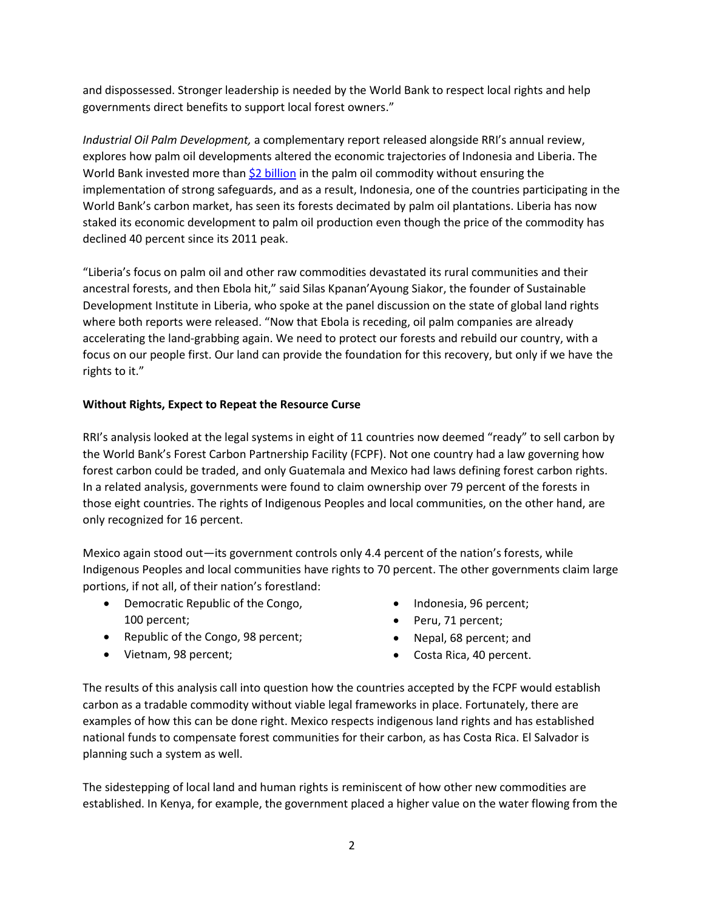and dispossessed. Stronger leadership is needed by the World Bank to respect local rights and help governments direct benefits to support local forest owners."

*Industrial Oil Palm Development,* a complementary report released alongside RRI's annual review, explores how palm oil developments altered the economic trajectories of Indonesia and Liberia. The World Bank invested more than [$2 billion] in the palm oil commodity without ensuring the implementation of strong safeguards, and as a result, Indonesia, one of the countries participating in the World Bank's carbon market, has seen its forests decimated by palm oil plantations. Liberia has now staked its economic development to palm oil production even though the price of the commodity has declined 40 percent since its 2011 peak.

"Liberia's focus on palm oil and other raw commodities devastated its rural communities and their ancestral forests, and then Ebola hit," said Silas Kpanan'Ayoung Siakor, the founder of Sustainable Development Institute in Liberia, who spoke at the panel discussion on the state of global land rights where both reports were released. "Now that Ebola is receding, oil palm companies are already accelerating the land-grabbing again. We need to protect our forests and rebuild our country, with a focus on our people first. Our land can provide the foundation for this recovery, but only if we have the rights to it."

**Without Rights, Expect to Repeat the Resource Curse**

RRI's analysis looked at the legal systems in eight of 11 countries now deemed "ready" to sell carbon by the World Bank's Forest Carbon Partnership Facility (FCPF). Not one country had a law governing how forest carbon could be traded, and only Guatemala and Mexico had laws defining forest carbon rights. In a related analysis, governments were found to claim ownership over 79 percent of the forests in those eight countries. The rights of Indigenous Peoples and local communities, on the other hand, are only recognized for 16 percent.

Mexico again stood out—its government controls only 4.4 percent of the nation's forests, while Indigenous Peoples and local communities have rights to 70 percent. The other governments claim large portions, if not all, of their nation's forestland:

- Democratic Republic of the Congo, 100 percent;
- Republic of the Congo, 98 percent;
- Vietnam, 98 percent;
- Indonesia, 96 percent;
- Peru, 71 percent;
- Nepal, 68 percent; and
- Costa Rica, 40 percent.

The results of this analysis call into question how the countries accepted by the FCPF would establish carbon as a tradable commodity without viable legal frameworks in place. Fortunately, there are examples of how this can be done right. Mexico respects indigenous land rights and has established national funds to compensate forest communities for their carbon, as has Costa Rica. El Salvador is planning such a system as well.

The sidestepping of local land and human rights is reminiscent of how other new commodities are established. In Kenya, for example, the government placed a higher value on the water flowing from the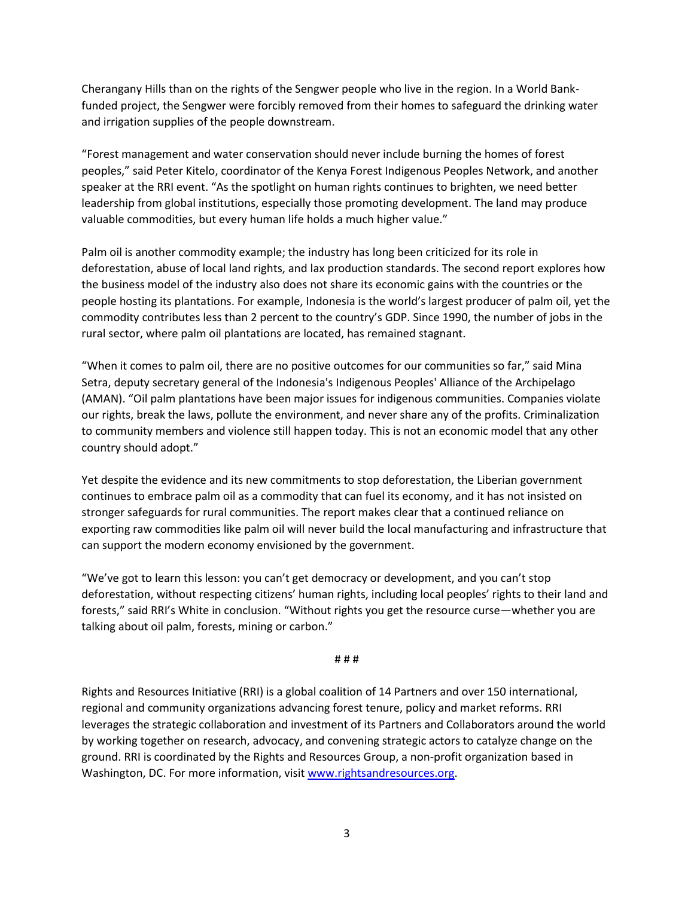Cherangany Hills than on the rights of the Sengwer people who live in the region. In a World Bank-funded project, the Sengwer were forcibly removed from their homes to safeguard the drinking water and irrigation supplies of the people downstream.

"Forest management and water conservation should never include burning the homes of forest peoples," said Peter Kitelo, coordinator of the Kenya Forest Indigenous Peoples Network, and another speaker at the RRI event. "As the spotlight on human rights continues to brighten, we need better leadership from global institutions, especially those promoting development. The land may produce valuable commodities, but every human life holds a much higher value."

Palm oil is another commodity example; the industry has long been criticized for its role in deforestation, abuse of local land rights, and lax production standards. The second report explores how the business model of the industry also does not share its economic gains with the countries or the people hosting its plantations. For example, Indonesia is the world's largest producer of palm oil, yet the commodity contributes less than 2 percent to the country's GDP. Since 1990, the number of jobs in the rural sector, where palm oil plantations are located, has remained stagnant.

"When it comes to palm oil, there are no positive outcomes for our communities so far," said Mina Setra, deputy secretary general of the Indonesia's Indigenous Peoples' Alliance of the Archipelago (AMAN). "Oil palm plantations have been major issues for indigenous communities. Companies violate our rights, break the laws, pollute the environment, and never share any of the profits. Criminalization to community members and violence still happen today. This is not an economic model that any other country should adopt."

Yet despite the evidence and its new commitments to stop deforestation, the Liberian government continues to embrace palm oil as a commodity that can fuel its economy, and it has not insisted on stronger safeguards for rural communities. The report makes clear that a continued reliance on exporting raw commodities like palm oil will never build the local manufacturing and infrastructure that can support the modern economy envisioned by the government.

"We've got to learn this lesson: you can't get democracy or development, and you can't stop deforestation, without respecting citizens' human rights, including local peoples' rights to their land and forests," said RRI's White in conclusion. "Without rights you get the resource curse—whether you are talking about oil palm, forests, mining or carbon."

# # #

Rights and Resources Initiative (RRI) is a global coalition of 14 Partners and over 150 international, regional and community organizations advancing forest tenure, policy and market reforms. RRI leverages the strategic collaboration and investment of its Partners and Collaborators around the world by working together on research, advocacy, and convening strategic actors to catalyze change on the ground. RRI is coordinated by the Rights and Resources Group, a non-profit organization based in Washington, DC. For more information, visit [www.rightsandresources.org](http://www.rightsandresources.org).